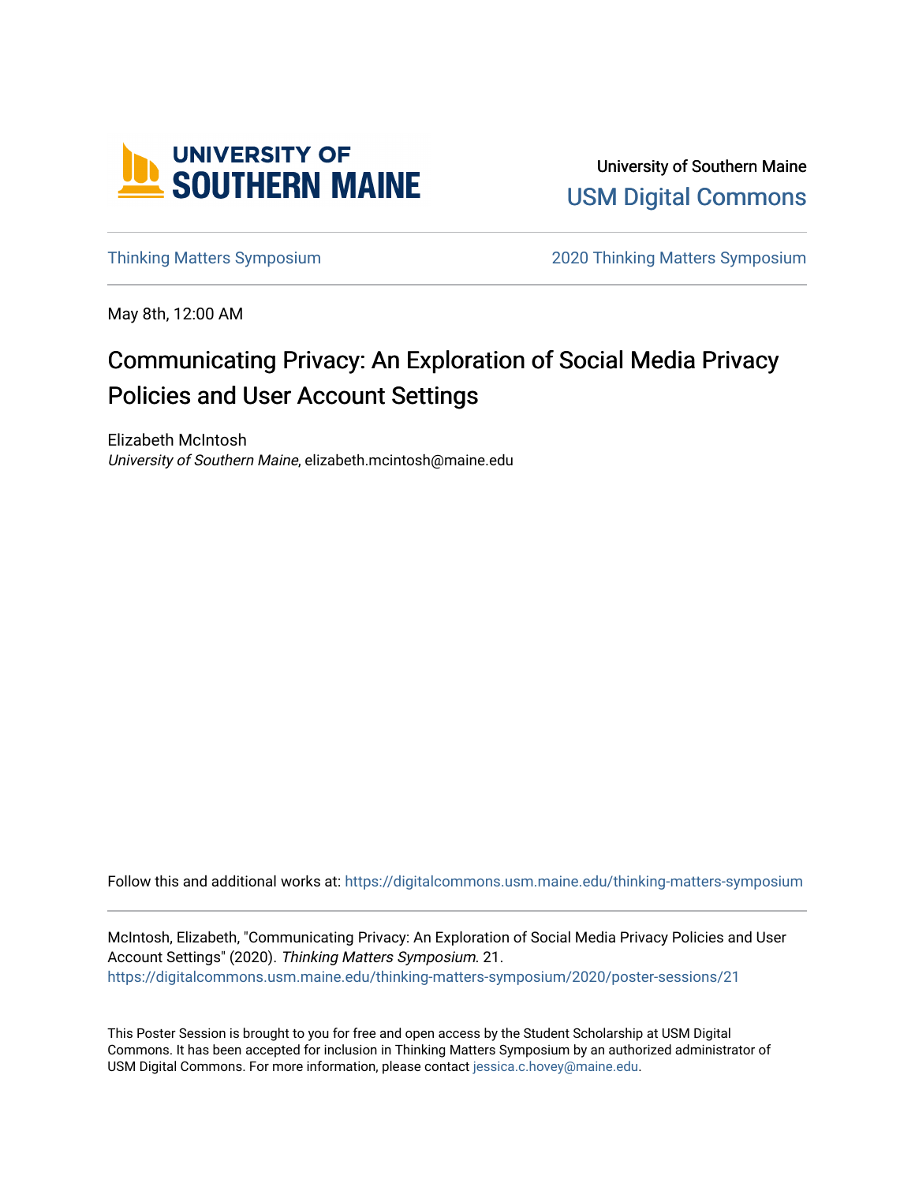University of Southern Maine

USM Digital Commons

Thinking Matters Symposium | 2020 Thinking Matters Symposium

May 8th, 12:00 AM

# Communicating Privacy: An Exploration of Social Media Privacy Policies and User Account Settings

Elizabeth McIntosh
*University of Southern Maine*, elizabeth.mcintosh@maine.edu

Follow this and additional works at: https://digitalcommons.usm.maine.edu/thinking-matters-symposium

McIntosh, Elizabeth, "Communicating Privacy: An Exploration of Social Media Privacy Policies and User Account Settings" (2020). *Thinking Matters Symposium*. 21.
https://digitalcommons.usm.maine.edu/thinking-matters-symposium/2020/poster-sessions/21

This Poster Session is brought to you for free and open access by the Student Scholarship at USM Digital Commons. It has been accepted for inclusion in Thinking Matters Symposium by an authorized administrator of USM Digital Commons. For more information, please contact jessica.c.hovey@maine.edu.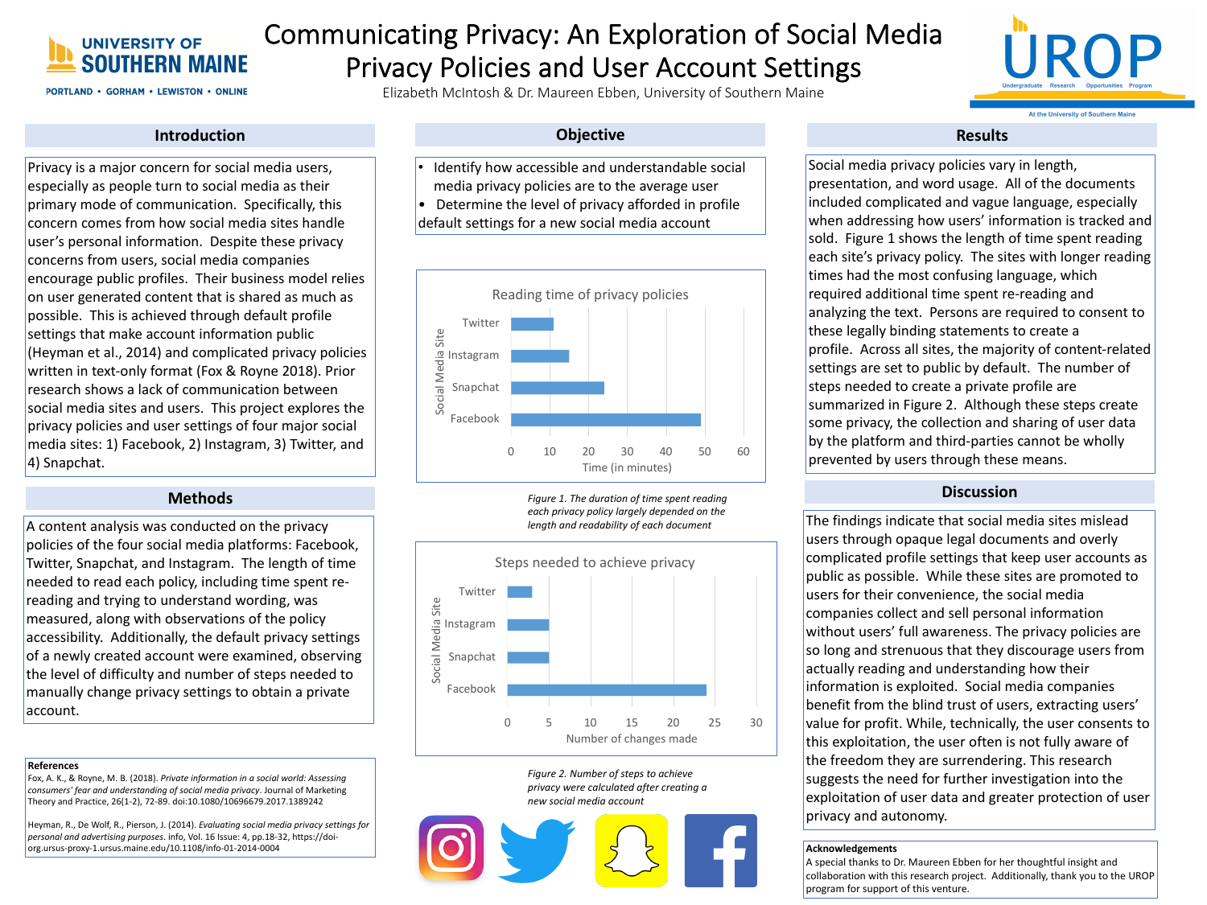# Communicating Privacy: An Exploration of Social Media Privacy Policies and User Account Settings

Elizabeth McIntosh & Dr. Maureen Ebben, University of Southern Maine

## Introduction

Privacy is a major concern for social media users, especially as people turn to social media as their primary mode of communication. Specifically, this concern comes from how social media sites handle user's personal information. Despite these privacy concerns from users, social media companies encourage public profiles. Their business model relies on user generated content that is shared as much as possible. This is achieved through default profile settings that make account information public (Heyman et al., 2014) and complicated privacy policies written in text-only format (Fox & Royne 2018). Prior research shows a lack of communication between social media sites and users. This project explores the privacy policies and user settings of four major social media sites: 1) Facebook, 2) Instagram, 3) Twitter, and 4) Snapchat.

## Methods

A content analysis was conducted on the privacy policies of the four social media platforms: Facebook, Twitter, Snapchat, and Instagram. The length of time needed to read each policy, including time spent re-reading and trying to understand wording, was measured, along with observations of the policy accessibility. Additionally, the default privacy settings of a newly created account were examined, observing the level of difficulty and number of steps needed to manually change privacy settings to obtain a private account.

**References**

Fox, A. K., & Royne, M. B. (2018). *Private information in a social world: Assessing consumers' fear and understanding of social media privacy*. Journal of Marketing Theory and Practice, 26(1-2), 72-89. doi:10.1080/10696679.2017.1389242

Heyman, R., De Wolf, R., Pierson, J. (2014). *Evaluating social media privacy settings for personal and advertising purposes*. info, Vol. 16 Issue: 4, pp.18-32, https://doi-org.ursus-proxy-1.ursus.maine.edu/10.1108/info-01-2014-0004

## Objective

- Identify how accessible and understandable social media privacy policies are to the average user
- Determine the level of privacy afforded in profile default settings for a new social media account

Reading time of privacy policies

Social Media Site: Twitter, Instagram, Snapchat, Facebook

Time (in minutes): 0, 10, 20, 30, 40, 50, 60

*Figure 1. The duration of time spent reading each privacy policy largely depended on the length and readability of each document*

Steps needed to achieve privacy

Social Media Site: Twitter, Instagram, Snapchat, Facebook

Number of changes made: 0, 5, 10, 15, 20, 25, 30

*Figure 2. Number of steps to achieve privacy were calculated after creating a new social media account*

## Results

Social media privacy policies vary in length, presentation, and word usage. All of the documents included complicated and vague language, especially when addressing how users' information is tracked and sold. Figure 1 shows the length of time spent reading each site's privacy policy. The sites with longer reading times had the most confusing language, which required additional time spent re-reading and analyzing the text. Persons are required to consent to these legally binding statements to create a profile. Across all sites, the majority of content-related settings are set to public by default. The number of steps needed to create a private profile are summarized in Figure 2. Although these steps create some privacy, the collection and sharing of user data by the platform and third-parties cannot be wholly prevented by users through these means.

## Discussion

The findings indicate that social media sites mislead users through opaque legal documents and overly complicated profile settings that keep user accounts as public as possible. While these sites are promoted to users for their convenience, the social media companies collect and sell personal information without users' full awareness. The privacy policies are so long and strenuous that they discourage users from actually reading and understanding how their information is exploited. Social media companies benefit from the blind trust of users, extracting users' value for profit. While, technically, the user consents to this exploitation, the user often is not fully aware of the freedom they are surrendering. This research suggests the need for further investigation into the exploitation of user data and greater protection of user privacy and autonomy.

**Acknowledgements**

A special thanks to Dr. Maureen Ebben for her thoughtful insight and collaboration with this research project. Additionally, thank you to the UROP program for support of this venture.